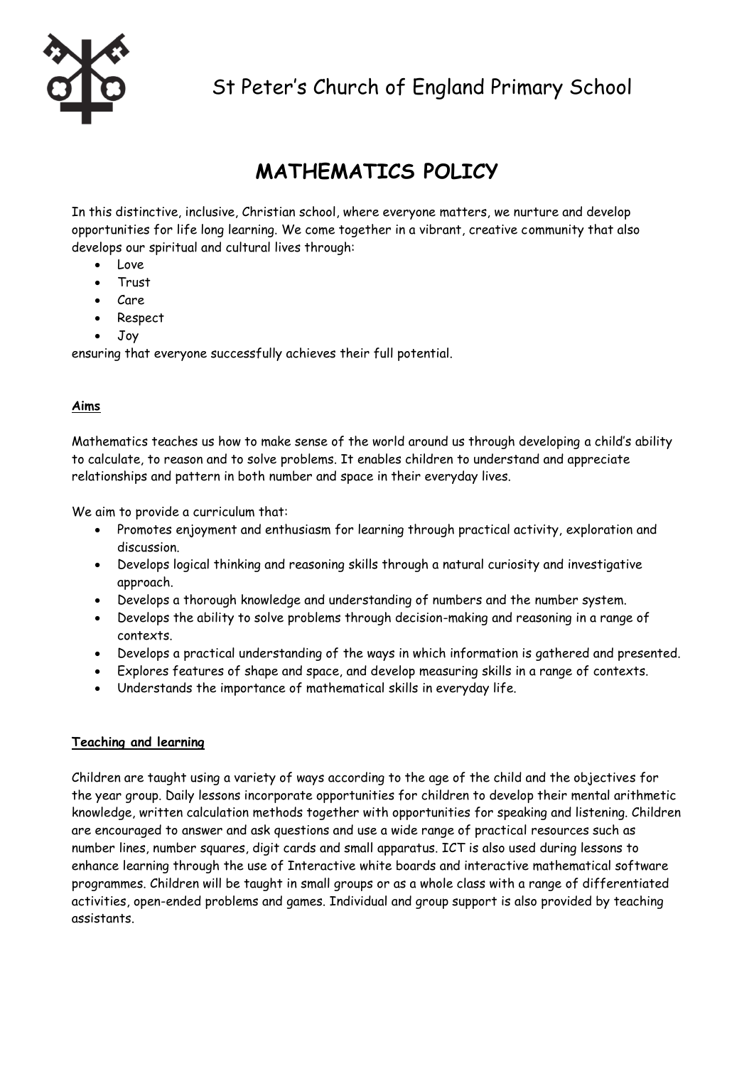St Peter's Church of England Primary School

# MATHEMATICS POLICY

In this distinctive, inclusive, Christian school, where everyone matters, we nurture and develop opportunities for life long learning. We come together in a vibrant, creative community that also develops our spiritual and cultural lives through:

- Love
- Trust
- Care
- Respect
- Joy

ensuring that everyone successfully achieves their full potential.

## Aims

Mathematics teaches us how to make sense of the world around us through developing a child's ability to calculate, to reason and to solve problems. It enables children to understand and appreciate relationships and pattern in both number and space in their everyday lives.

We aim to provide a curriculum that:

- Promotes enjoyment and enthusiasm for learning through practical activity, exploration and discussion.
- Develops logical thinking and reasoning skills through a natural curiosity and investigative approach.
- Develops a thorough knowledge and understanding of numbers and the number system.
- Develops the ability to solve problems through decision-making and reasoning in a range of contexts.
- Develops a practical understanding of the ways in which information is gathered and presented.
- Explores features of shape and space, and develop measuring skills in a range of contexts.
- Understands the importance of mathematical skills in everyday life.

## Teaching and learning

Children are taught using a variety of ways according to the age of the child and the objectives for the year group. Daily lessons incorporate opportunities for children to develop their mental arithmetic knowledge, written calculation methods together with opportunities for speaking and listening. Children are encouraged to answer and ask questions and use a wide range of practical resources such as number lines, number squares, digit cards and small apparatus. ICT is also used during lessons to enhance learning through the use of Interactive white boards and interactive mathematical software programmes. Children will be taught in small groups or as a whole class with a range of differentiated activities, open-ended problems and games. Individual and group support is also provided by teaching assistants.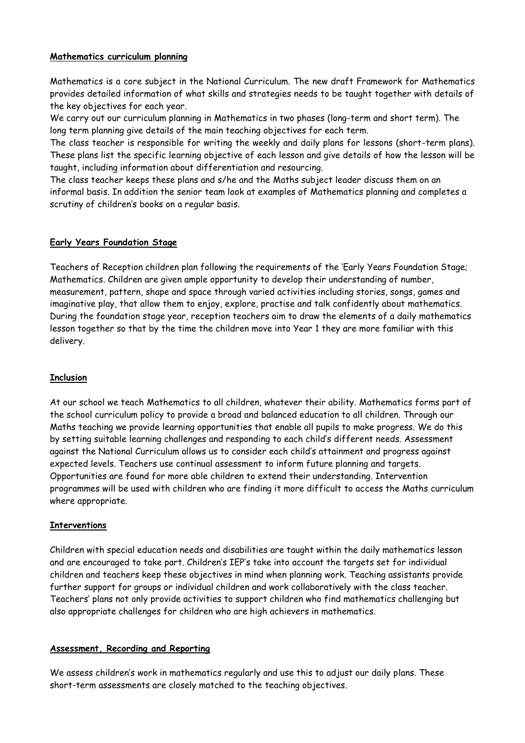**Mathematics curriculum planning**

Mathematics is a core subject in the National Curriculum. The new draft Framework for Mathematics provides detailed information of what skills and strategies needs to be taught together with details of the key objectives for each year.

We carry out our curriculum planning in Mathematics in two phases (long-term and short term). The long term planning give details of the main teaching objectives for each term.

The class teacher is responsible for writing the weekly and daily plans for lessons (short-term plans). These plans list the specific learning objective of each lesson and give details of how the lesson will be taught, including information about differentiation and resourcing.

The class teacher keeps these plans and s/he and the Maths subject leader discuss them on an informal basis. In addition the senior team look at examples of Mathematics planning and completes a scrutiny of children's books on a regular basis.

**Early Years Foundation Stage**

Teachers of Reception children plan following the requirements of the 'Early Years Foundation Stage; Mathematics. Children are given ample opportunity to develop their understanding of number, measurement, pattern, shape and space through varied activities including stories, songs, games and imaginative play, that allow them to enjoy, explore, practise and talk confidently about mathematics. During the foundation stage year, reception teachers aim to draw the elements of a daily mathematics lesson together so that by the time the children move into Year 1 they are more familiar with this delivery.

**Inclusion**

At our school we teach Mathematics to all children, whatever their ability. Mathematics forms part of the school curriculum policy to provide a broad and balanced education to all children. Through our Maths teaching we provide learning opportunities that enable all pupils to make progress. We do this by setting suitable learning challenges and responding to each child's different needs. Assessment against the National Curriculum allows us to consider each child's attainment and progress against expected levels. Teachers use continual assessment to inform future planning and targets. Opportunities are found for more able children to extend their understanding. Intervention programmes will be used with children who are finding it more difficult to access the Maths curriculum where appropriate.

**Interventions**

Children with special education needs and disabilities are taught within the daily mathematics lesson and are encouraged to take part. Children's IEP's take into account the targets set for individual children and teachers keep these objectives in mind when planning work. Teaching assistants provide further support for groups or individual children and work collaboratively with the class teacher. Teachers' plans not only provide activities to support children who find mathematics challenging but also appropriate challenges for children who are high achievers in mathematics.

**Assessment, Recording and Reporting**

We assess children's work in mathematics regularly and use this to adjust our daily plans. These short-term assessments are closely matched to the teaching objectives.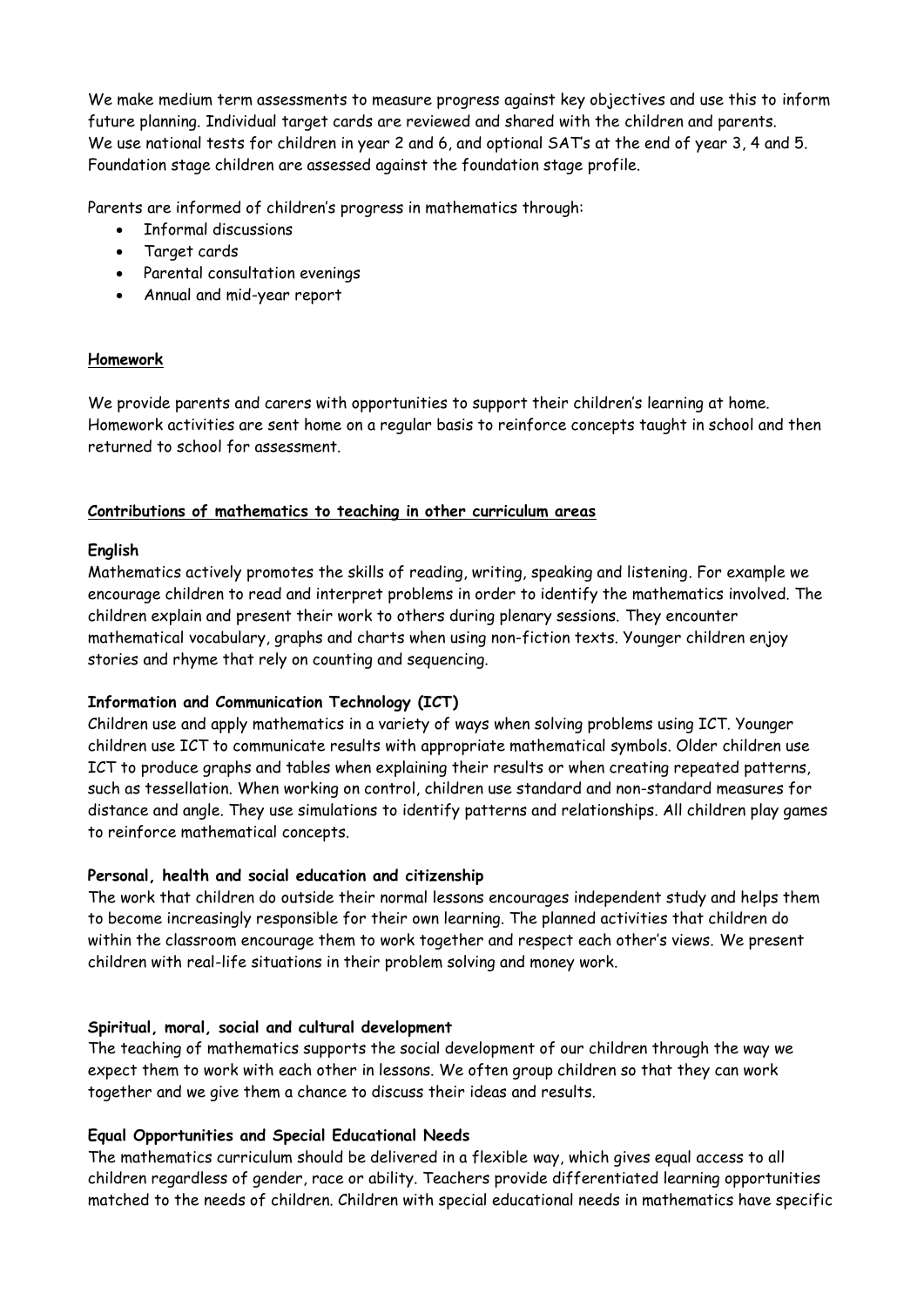We make medium term assessments to measure progress against key objectives and use this to inform future planning. Individual target cards are reviewed and shared with the children and parents.
We use national tests for children in year 2 and 6, and optional SAT's at the end of year 3, 4 and 5. Foundation stage children are assessed against the foundation stage profile.

Parents are informed of children's progress in mathematics through:

- Informal discussions
- Target cards
- Parental consultation evenings
- Annual and mid-year report

**Homework**

We provide parents and carers with opportunities to support their children's learning at home. Homework activities are sent home on a regular basis to reinforce concepts taught in school and then returned to school for assessment.

**Contributions of mathematics to teaching in other curriculum areas**

**English**
Mathematics actively promotes the skills of reading, writing, speaking and listening. For example we encourage children to read and interpret problems in order to identify the mathematics involved. The children explain and present their work to others during plenary sessions. They encounter mathematical vocabulary, graphs and charts when using non-fiction texts. Younger children enjoy stories and rhyme that rely on counting and sequencing.

**Information and Communication Technology (ICT)**
Children use and apply mathematics in a variety of ways when solving problems using ICT. Younger children use ICT to communicate results with appropriate mathematical symbols. Older children use ICT to produce graphs and tables when explaining their results or when creating repeated patterns, such as tessellation. When working on control, children use standard and non-standard measures for distance and angle. They use simulations to identify patterns and relationships. All children play games to reinforce mathematical concepts.

**Personal, health and social education and citizenship**
The work that children do outside their normal lessons encourages independent study and helps them to become increasingly responsible for their own learning. The planned activities that children do within the classroom encourage them to work together and respect each other's views. We present children with real-life situations in their problem solving and money work.

**Spiritual, moral, social and cultural development**
The teaching of mathematics supports the social development of our children through the way we expect them to work with each other in lessons. We often group children so that they can work together and we give them a chance to discuss their ideas and results.

**Equal Opportunities and Special Educational Needs**
The mathematics curriculum should be delivered in a flexible way, which gives equal access to all children regardless of gender, race or ability. Teachers provide differentiated learning opportunities matched to the needs of children. Children with special educational needs in mathematics have specific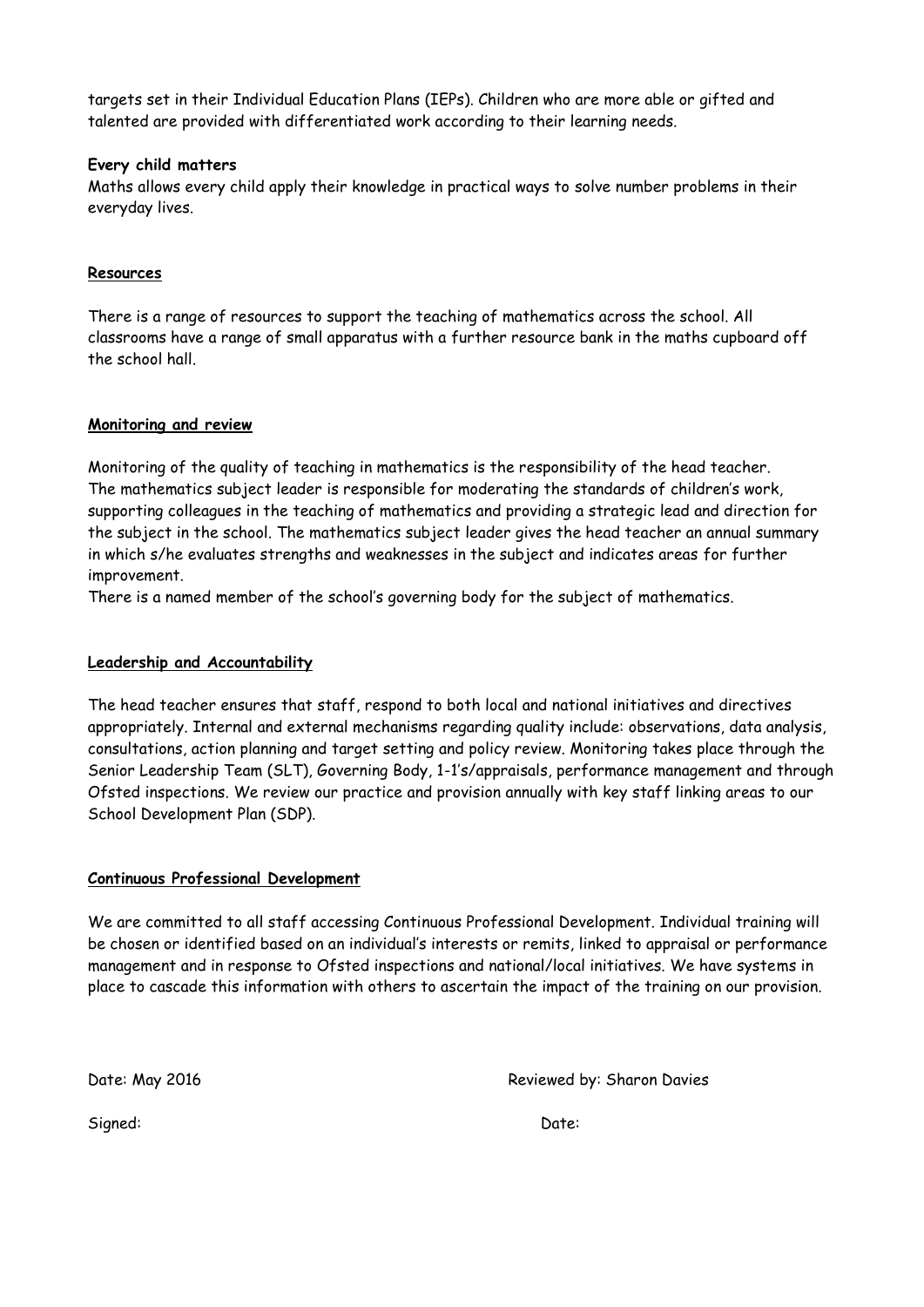targets set in their Individual Education Plans (IEPs). Children who are more able or gifted and talented are provided with differentiated work according to their learning needs.

**Every child matters**

Maths allows every child apply their knowledge in practical ways to solve number problems in their everyday lives.

## **Resources**

There is a range of resources to support the teaching of mathematics across the school. All classrooms have a range of small apparatus with a further resource bank in the maths cupboard off the school hall.

## **Monitoring and review**

Monitoring of the quality of teaching in mathematics is the responsibility of the head teacher. The mathematics subject leader is responsible for moderating the standards of children's work, supporting colleagues in the teaching of mathematics and providing a strategic lead and direction for the subject in the school. The mathematics subject leader gives the head teacher an annual summary in which s/he evaluates strengths and weaknesses in the subject and indicates areas for further improvement.

There is a named member of the school's governing body for the subject of mathematics.

## **Leadership and Accountability**

The head teacher ensures that staff, respond to both local and national initiatives and directives appropriately. Internal and external mechanisms regarding quality include: observations, data analysis, consultations, action planning and target setting and policy review. Monitoring takes place through the Senior Leadership Team (SLT), Governing Body, 1-1's/appraisals, performance management and through Ofsted inspections. We review our practice and provision annually with key staff linking areas to our School Development Plan (SDP).

## **Continuous Professional Development**

We are committed to all staff accessing Continuous Professional Development. Individual training will be chosen or identified based on an individual's interests or remits, linked to appraisal or performance management and in response to Ofsted inspections and national/local initiatives. We have systems in place to cascade this information with others to ascertain the impact of the training on our provision.

Date: May 2016 Reviewed by: Sharon Davies

Signed: Date: